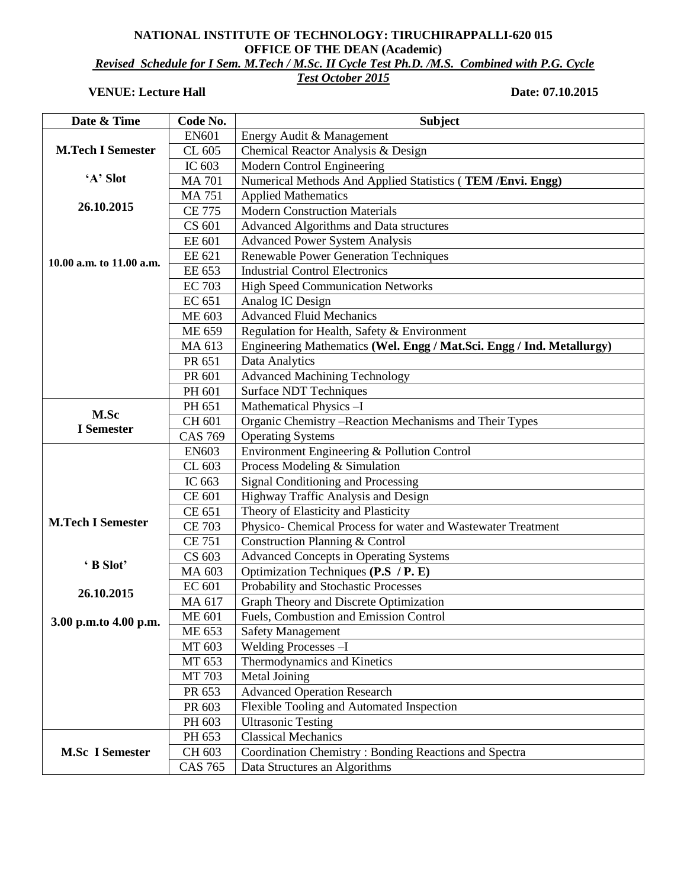**NATIONAL INSTITUTE OF TECHNOLOGY: TIRUCHIRAPPALLI-620 015**

**OFFICE OF THE DEAN (Academic)**

***Revised Schedule for I Sem. M.Tech / M.Sc. II Cycle Test Ph.D. /M.S. Combined with P.G. Cycle Test October 2015***

**VENUE: Lecture Hall** **Date: 07.10.2015**

| Date & Time | Code No. | Subject |
|---|---|---|
| **M.Tech I Semester** **'A' Slot** **26.10.2015** **10.00 a.m. to 11.00 a.m.** | EN601 | Energy Audit & Management |
| | CL 605 | Chemical Reactor Analysis & Design |
| | IC 603 | Modern Control Engineering |
| | MA 701 | Numerical Methods And Applied Statistics ( **TEM /Envi. Engg)** |
| | MA 751 | Applied Mathematics |
| | CE 775 | Modern Construction Materials |
| | CS 601 | Advanced Algorithms and Data structures |
| | EE 601 | Advanced Power System Analysis |
| | EE 621 | Renewable Power Generation Techniques |
| | EE 653 | Industrial Control Electronics |
| | EC 703 | High Speed Communication Networks |
| | EC 651 | Analog IC Design |
| | ME 603 | Advanced Fluid Mechanics |
| | ME 659 | Regulation for Health, Safety & Environment |
| | MA 613 | Engineering Mathematics **(Wel. Engg / Mat.Sci. Engg / Ind. Metallurgy)** |
| | PR 651 | Data Analytics |
| | PR 601 | Advanced Machining Technology |
| | PH 601 | Surface NDT Techniques |
| **M.Sc I Semester** | PH 651 | Mathematical Physics –I |
| | CH 601 | Organic Chemistry –Reaction Mechanisms and Their Types |
| | CAS 769 | Operating Systems |
| **M.Tech I Semester** **' B Slot'** **26.10.2015** **3.00 p.m.to 4.00 p.m.** | EN603 | Environment Engineering & Pollution Control |
| | CL 603 | Process Modeling & Simulation |
| | IC 663 | Signal Conditioning and Processing |
| | CE 601 | Highway Traffic Analysis and Design |
| | CE 651 | Theory of Elasticity and Plasticity |
| | CE 703 | Physico- Chemical Process for water and Wastewater Treatment |
| | CE 751 | Construction Planning & Control |
| | CS 603 | Advanced Concepts in Operating Systems |
| | MA 603 | Optimization Techniques **(P.S / P. E)** |
| | EC 601 | Probability and Stochastic Processes |
| | MA 617 | Graph Theory and Discrete Optimization |
| | ME 601 | Fuels, Combustion and Emission Control |
| | ME 653 | Safety Management |
| | MT 603 | Welding Processes –I |
| | MT 653 | Thermodynamics and Kinetics |
| | MT 703 | Metal Joining |
| | PR 653 | Advanced Operation Research |
| | PR 603 | Flexible Tooling and Automated Inspection |
| | PH 603 | Ultrasonic Testing |
| **M.Sc I Semester** | PH 653 | Classical Mechanics |
| | CH 603 | Coordination Chemistry : Bonding Reactions and Spectra |
| | CAS 765 | Data Structures an Algorithms |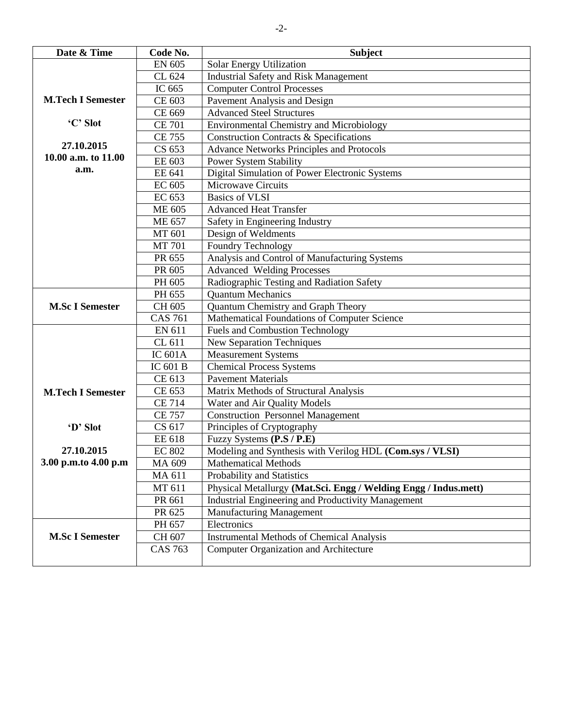| Date & Time | Code No. | Subject |
|---|---|---|
| **M.Tech I Semester** **'C' Slot** **27.10.2015** **10.00 a.m. to 11.00 a.m.** | EN 605 | Solar Energy Utilization |
| | CL 624 | Industrial Safety and Risk Management |
| | IC 665 | Computer Control Processes |
| | CE 603 | Pavement Analysis and Design |
| | CE 669 | Advanced Steel Structures |
| | CE 701 | Environmental Chemistry and Microbiology |
| | CE 755 | Construction Contracts & Specifications |
| | CS 653 | Advance Networks Principles and Protocols |
| | EE 603 | Power System Stability |
| | EE 641 | Digital Simulation of Power Electronic Systems |
| | EC 605 | Microwave Circuits |
| | EC 653 | Basics of VLSI |
| | ME 605 | Advanced Heat Transfer |
| | ME 657 | Safety in Engineering Industry |
| | MT 601 | Design of Weldments |
| | MT 701 | Foundry Technology |
| | PR 655 | Analysis and Control of Manufacturing Systems |
| | PR 605 | Advanced Welding Processes |
| | PH 605 | Radiographic Testing and Radiation Safety |
| **M.Sc I Semester** | PH 655 | Quantum Mechanics |
| | CH 605 | Quantum Chemistry and Graph Theory |
| | CAS 761 | Mathematical Foundations of Computer Science |
| **M.Tech I Semester** **'D' Slot** **27.10.2015** **3.00 p.m.to 4.00 p.m** | EN 611 | Fuels and Combustion Technology |
| | CL 611 | New Separation Techniques |
| | IC 601A | Measurement Systems |
| | IC 601 B | Chemical Process Systems |
| | CE 613 | Pavement Materials |
| | CE 653 | Matrix Methods of Structural Analysis |
| | CE 714 | Water and Air Quality Models |
| | CE 757 | Construction Personnel Management |
| | CS 617 | Principles of Cryptography |
| | EE 618 | Fuzzy Systems **(P.S / P.E)** |
| | EC 802 | Modeling and Synthesis with Verilog HDL **(Com.sys / VLSI)** |
| | MA 609 | Mathematical Methods |
| | MA 611 | Probability and Statistics |
| | MT 611 | Physical Metallurgy **(Mat.Sci. Engg / Welding Engg / Indus.mett)** |
| | PR 661 | Industrial Engineering and Productivity Management |
| | PR 625 | Manufacturing Management |
| **M.Sc I Semester** | PH 657 | Electronics |
| | CH 607 | Instrumental Methods of Chemical Analysis |
| | CAS 763 | Computer Organization and Architecture |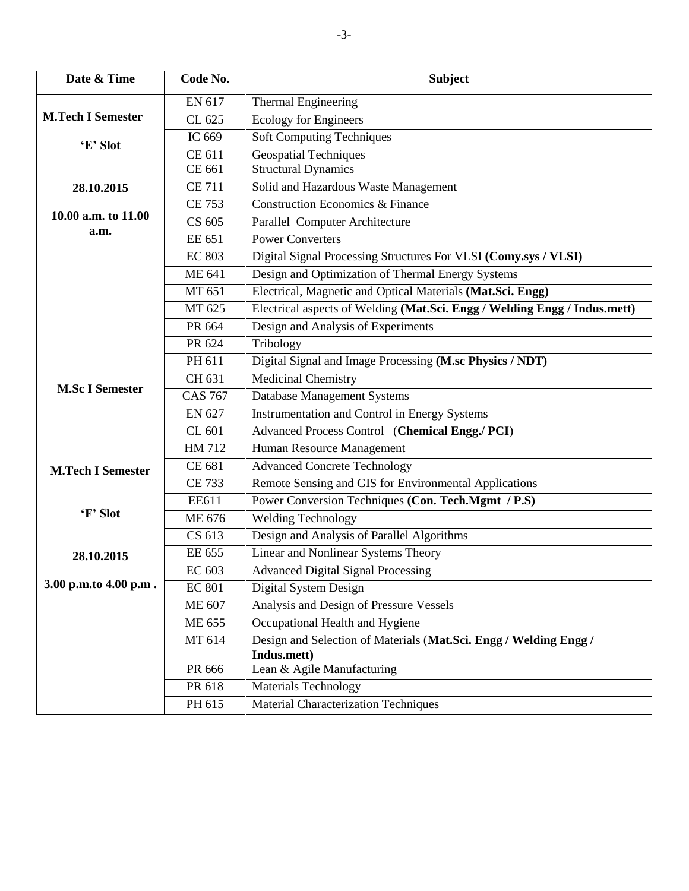| Date & Time | Code No. | Subject |
|---|---|---|
| **M.Tech I Semester** **'E' Slot** **28.10.2015** **10.00 a.m. to 11.00 a.m.** | EN 617 | Thermal Engineering |
| | CL 625 | Ecology for Engineers |
| | IC 669 | Soft Computing Techniques |
| | CE 611 | Geospatial Techniques |
| | CE 661 | Structural Dynamics |
| | CE 711 | Solid and Hazardous Waste Management |
| | CE 753 | Construction Economics & Finance |
| | CS 605 | Parallel Computer Architecture |
| | EE 651 | Power Converters |
| | EC 803 | Digital Signal Processing Structures For VLSI **(Comy.sys / VLSI)** |
| | ME 641 | Design and Optimization of Thermal Energy Systems |
| | MT 651 | Electrical, Magnetic and Optical Materials **(Mat.Sci. Engg)** |
| | MT 625 | Electrical aspects of Welding **(Mat.Sci. Engg / Welding Engg / Indus.mett)** |
| | PR 664 | Design and Analysis of Experiments |
| | PR 624 | Tribology |
| | PH 611 | Digital Signal and Image Processing **(M.sc Physics / NDT)** |
| **M.Sc I Semester** | CH 631 | Medicinal Chemistry |
| | CAS 767 | Database Management Systems |
| **M.Tech I Semester** **'F' Slot** **28.10.2015** **3.00 p.m.to 4.00 p.m .** | EN 627 | Instrumentation and Control in Energy Systems |
| | CL 601 | Advanced Process Control (**Chemical Engg./ PCI**) |
| | HM 712 | Human Resource Management |
| | CE 681 | Advanced Concrete Technology |
| | CE 733 | Remote Sensing and GIS for Environmental Applications |
| | EE611 | Power Conversion Techniques **(Con. Tech.Mgmt / P.S)** |
| | ME 676 | Welding Technology |
| | CS 613 | Design and Analysis of Parallel Algorithms |
| | EE 655 | Linear and Nonlinear Systems Theory |
| | EC 603 | Advanced Digital Signal Processing |
| | EC 801 | Digital System Design |
| | ME 607 | Analysis and Design of Pressure Vessels |
| | ME 655 | Occupational Health and Hygiene |
| | MT 614 | Design and Selection of Materials (**Mat.Sci. Engg / Welding Engg / Indus.mett)** |
| | PR 666 | Lean & Agile Manufacturing |
| | PR 618 | Materials Technology |
| | PH 615 | Material Characterization Techniques |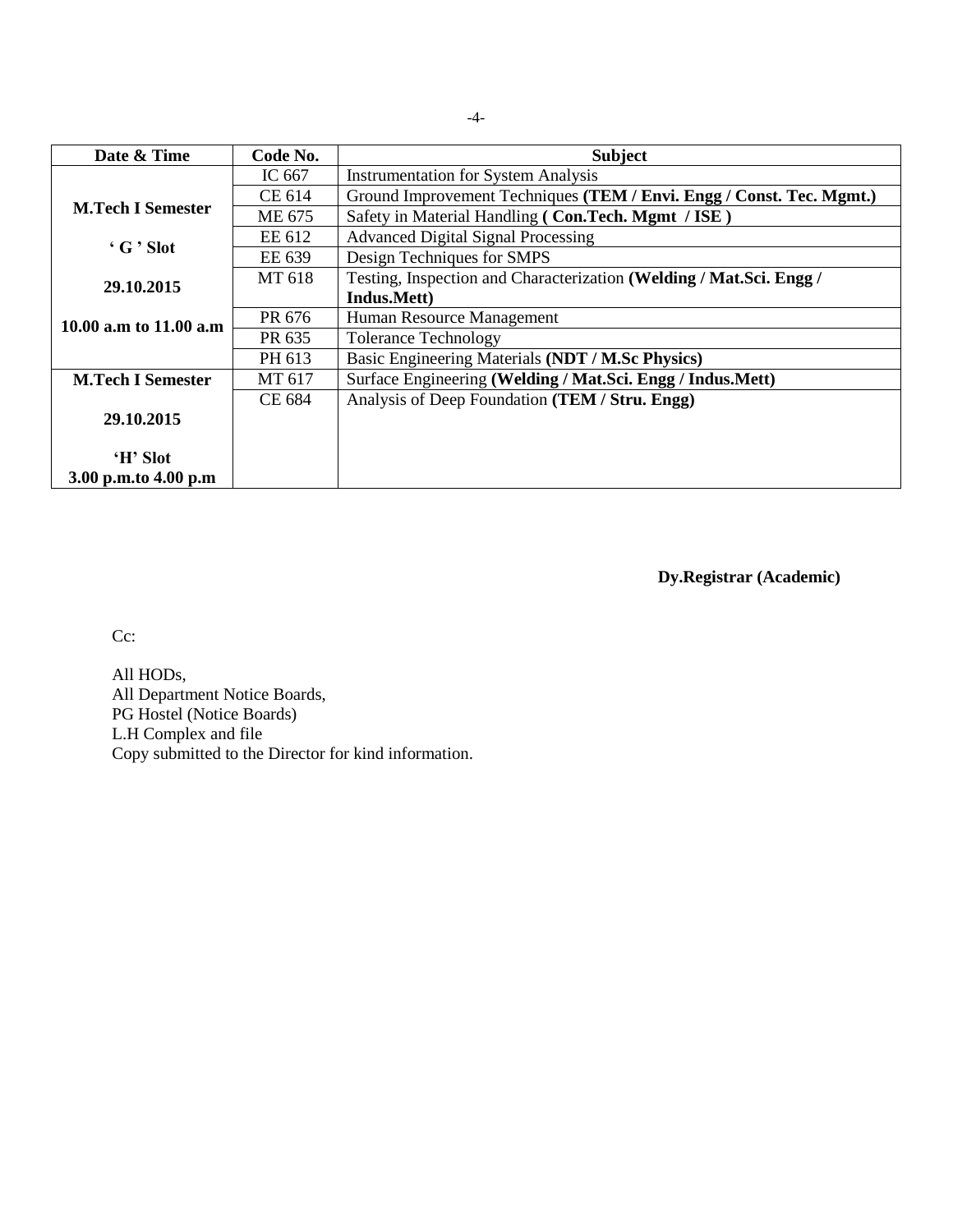| Date & Time | Code No. | Subject |
|---|---|---|
| **M.Tech I Semester**<br><br>**' G ' Slot**<br><br>**29.10.2015**<br><br>**10.00 a.m to 11.00 a.m** | IC 667 | Instrumentation for System Analysis |
| | CE 614 | Ground Improvement Techniques **(TEM / Envi. Engg / Const. Tec. Mgmt.)** |
| | ME 675 | Safety in Material Handling **( Con.Tech. Mgmt / ISE )** |
| | EE 612 | Advanced Digital Signal Processing |
| | EE 639 | Design Techniques for SMPS |
| | MT 618 | Testing, Inspection and Characterization **(Welding / Mat.Sci. Engg / Indus.Mett)** |
| | PR 676 | Human Resource Management |
| | PR 635 | Tolerance Technology |
| | PH 613 | Basic Engineering Materials **(NDT / M.Sc Physics)** |
| **M.Tech I Semester**<br><br>**29.10.2015**<br><br>**'H' Slot**<br>**3.00 p.m.to 4.00 p.m** | MT 617 | Surface Engineering **(Welding / Mat.Sci. Engg / Indus.Mett)** |
| | CE 684 | Analysis of Deep Foundation **(TEM / Stru. Engg)** |

**Dy.Registrar (Academic)**

Cc:

All HODs,
All Department Notice Boards,
PG Hostel (Notice Boards)
L.H Complex and file
Copy submitted to the Director for kind information.